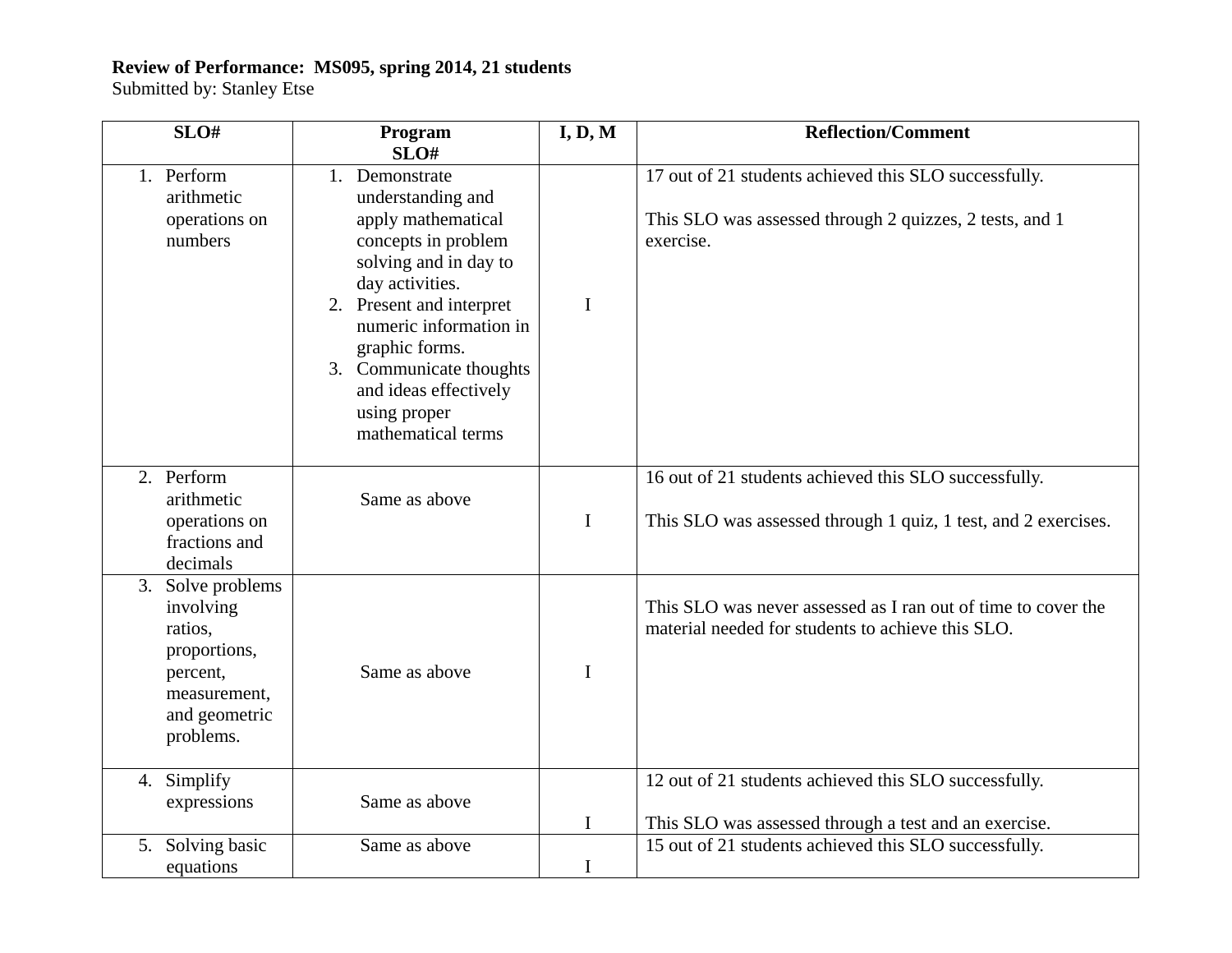**Review of Performance: MS095, spring 2014, 21 students**
Submitted by: Stanley Etse

| SLO# | Program SLO# | I, D, M | Reflection/Comment |
|---|---|---|---|
| 1. Perform arithmetic operations on numbers | 1. Demonstrate understanding and apply mathematical concepts in problem solving and in day to day activities. 2. Present and interpret numeric information in graphic forms. 3. Communicate thoughts and ideas effectively using proper mathematical terms | I | 17 out of 21 students achieved this SLO successfully. This SLO was assessed through 2 quizzes, 2 tests, and 1 exercise. |
| 2. Perform arithmetic operations on fractions and decimals | Same as above | I | 16 out of 21 students achieved this SLO successfully. This SLO was assessed through 1 quiz, 1 test, and 2 exercises. |
| 3. Solve problems involving ratios, proportions, percent, measurement, and geometric problems. | Same as above | I | This SLO was never assessed as I ran out of time to cover the material needed for students to achieve this SLO. |
| 4. Simplify expressions | Same as above | I | 12 out of 21 students achieved this SLO successfully. This SLO was assessed through a test and an exercise. |
| 5. Solving basic equations | Same as above | I | 15 out of 21 students achieved this SLO successfully. |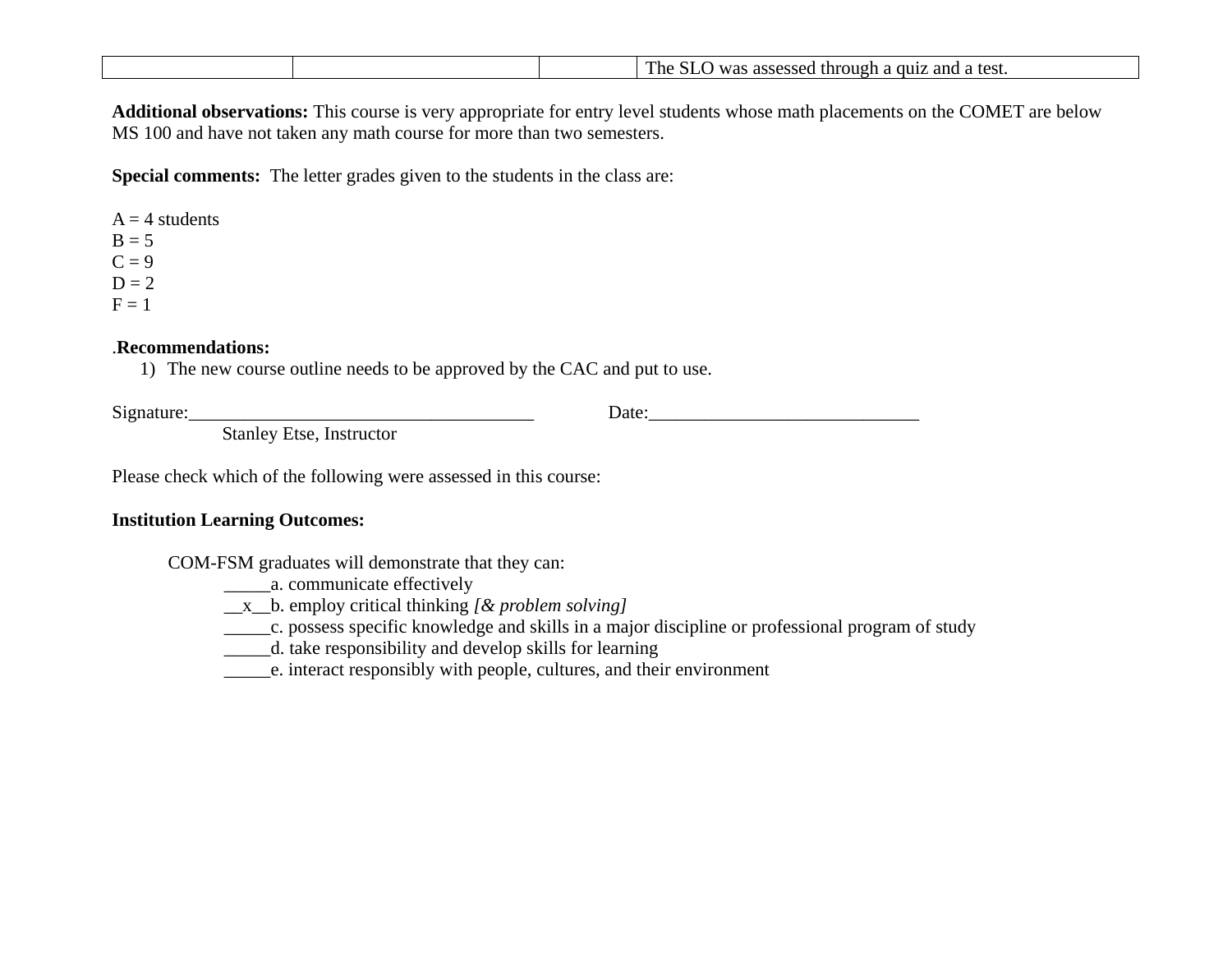| | | | |
|---|---|---|---|
| | | | The SLO was assessed through a quiz and a test. |

**Additional observations:** This course is very appropriate for entry level students whose math placements on the COMET are below MS 100 and have not taken any math course for more than two semesters.

**Special comments:** The letter grades given to the students in the class are:

A = 4 students
B = 5
C = 9
D = 2
F = 1

.**Recommendations:**

1) The new course outline needs to be approved by the CAC and put to use.

Signature:_____________________________________ Date:_____________________________
Stanley Etse, Instructor

Please check which of the following were assessed in this course:

**Institution Learning Outcomes:**

COM-FSM graduates will demonstrate that they can:

_____a. communicate effectively
__x__b. employ critical thinking *[& problem solving]*
_____c. possess specific knowledge and skills in a major discipline or professional program of study
_____d. take responsibility and develop skills for learning
_____e. interact responsibly with people, cultures, and their environment